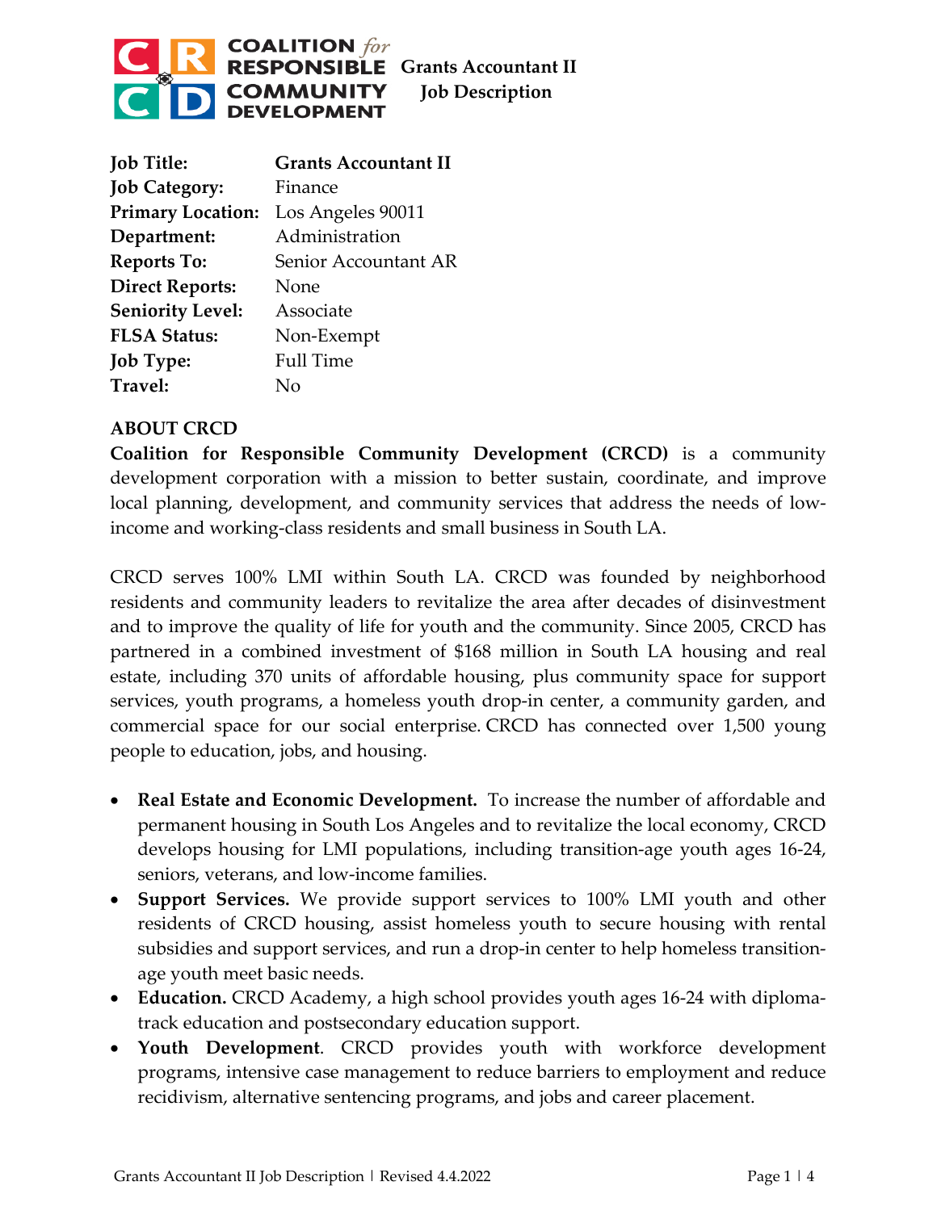**COALITION *for* RESPONSIBLE COMMUNITY DEVELOPMENT**

# Grants Accountant II Job Description

| | |
|---|---|
| **Job Title:** | **Grants Accountant II** |
| **Job Category:** | Finance |
| **Primary Location:** | Los Angeles 90011 |
| **Department:** | Administration |
| **Reports To:** | Senior Accountant AR |
| **Direct Reports:** | None |
| **Seniority Level:** | Associate |
| **FLSA Status:** | Non-Exempt |
| **Job Type:** | Full Time |
| **Travel:** | No |

## ABOUT CRCD

**Coalition for Responsible Community Development (CRCD)** is a community development corporation with a mission to better sustain, coordinate, and improve local planning, development, and community services that address the needs of low-income and working-class residents and small business in South LA.

CRCD serves 100% LMI within South LA. CRCD was founded by neighborhood residents and community leaders to revitalize the area after decades of disinvestment and to improve the quality of life for youth and the community. Since 2005, CRCD has partnered in a combined investment of $168 million in South LA housing and real estate, including 370 units of affordable housing, plus community space for support services, youth programs, a homeless youth drop-in center, a community garden, and commercial space for our social enterprise. CRCD has connected over 1,500 young people to education, jobs, and housing.

- **Real Estate and Economic Development.** To increase the number of affordable and permanent housing in South Los Angeles and to revitalize the local economy, CRCD develops housing for LMI populations, including transition-age youth ages 16-24, seniors, veterans, and low-income families.
- **Support Services.** We provide support services to 100% LMI youth and other residents of CRCD housing, assist homeless youth to secure housing with rental subsidies and support services, and run a drop-in center to help homeless transition-age youth meet basic needs.
- **Education.** CRCD Academy, a high school provides youth ages 16-24 with diploma-track education and postsecondary education support.
- **Youth Development**. CRCD provides youth with workforce development programs, intensive case management to reduce barriers to employment and reduce recidivism, alternative sentencing programs, and jobs and career placement.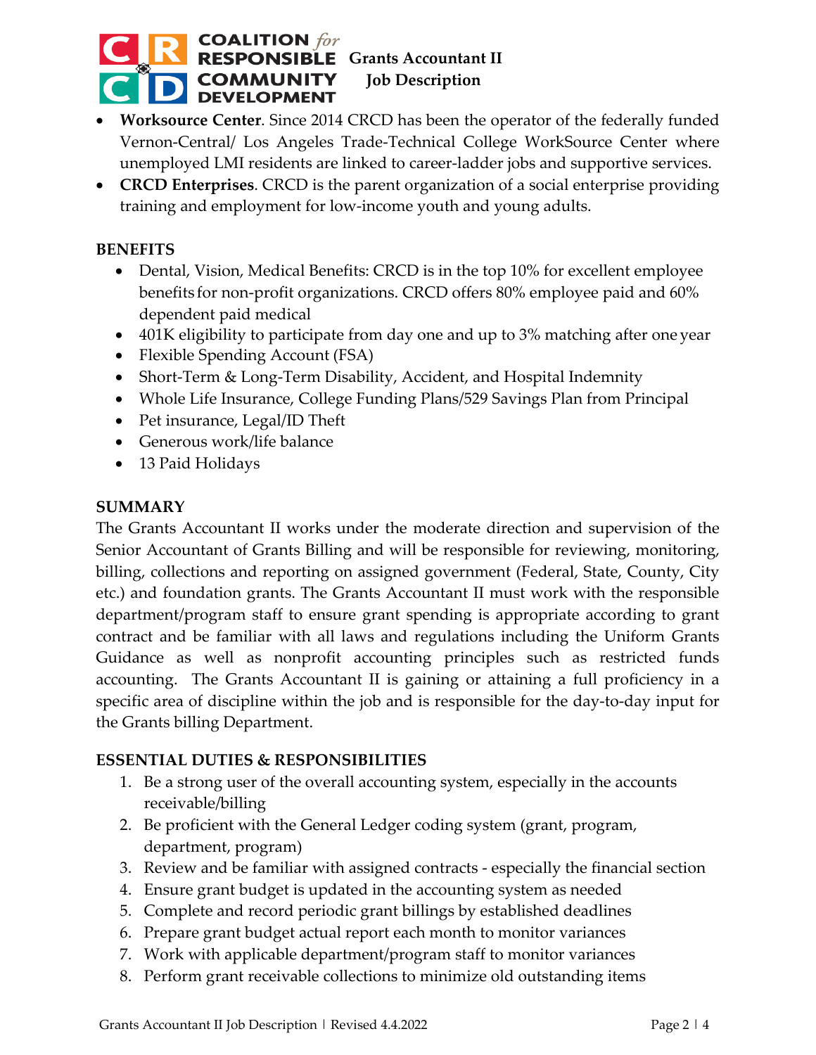- **Worksource Center**. Since 2014 CRCD has been the operator of the federally funded Vernon-Central/ Los Angeles Trade-Technical College WorkSource Center where unemployed LMI residents are linked to career-ladder jobs and supportive services.
- **CRCD Enterprises**. CRCD is the parent organization of a social enterprise providing training and employment for low-income youth and young adults.

## BENEFITS

- Dental, Vision, Medical Benefits: CRCD is in the top 10% for excellent employee benefits for non-profit organizations. CRCD offers 80% employee paid and 60% dependent paid medical
- 401K eligibility to participate from day one and up to 3% matching after one year
- Flexible Spending Account (FSA)
- Short-Term & Long-Term Disability, Accident, and Hospital Indemnity
- Whole Life Insurance, College Funding Plans/529 Savings Plan from Principal
- Pet insurance, Legal/ID Theft
- Generous work/life balance
- 13 Paid Holidays

## SUMMARY

The Grants Accountant II works under the moderate direction and supervision of the Senior Accountant of Grants Billing and will be responsible for reviewing, monitoring, billing, collections and reporting on assigned government (Federal, State, County, City etc.) and foundation grants. The Grants Accountant II must work with the responsible department/program staff to ensure grant spending is appropriate according to grant contract and be familiar with all laws and regulations including the Uniform Grants Guidance as well as nonprofit accounting principles such as restricted funds accounting. The Grants Accountant II is gaining or attaining a full proficiency in a specific area of discipline within the job and is responsible for the day-to-day input for the Grants billing Department.

## ESSENTIAL DUTIES & RESPONSIBILITIES

1. Be a strong user of the overall accounting system, especially in the accounts receivable/billing
2. Be proficient with the General Ledger coding system (grant, program, department, program)
3. Review and be familiar with assigned contracts - especially the financial section
4. Ensure grant budget is updated in the accounting system as needed
5. Complete and record periodic grant billings by established deadlines
6. Prepare grant budget actual report each month to monitor variances
7. Work with applicable department/program staff to monitor variances
8. Perform grant receivable collections to minimize old outstanding items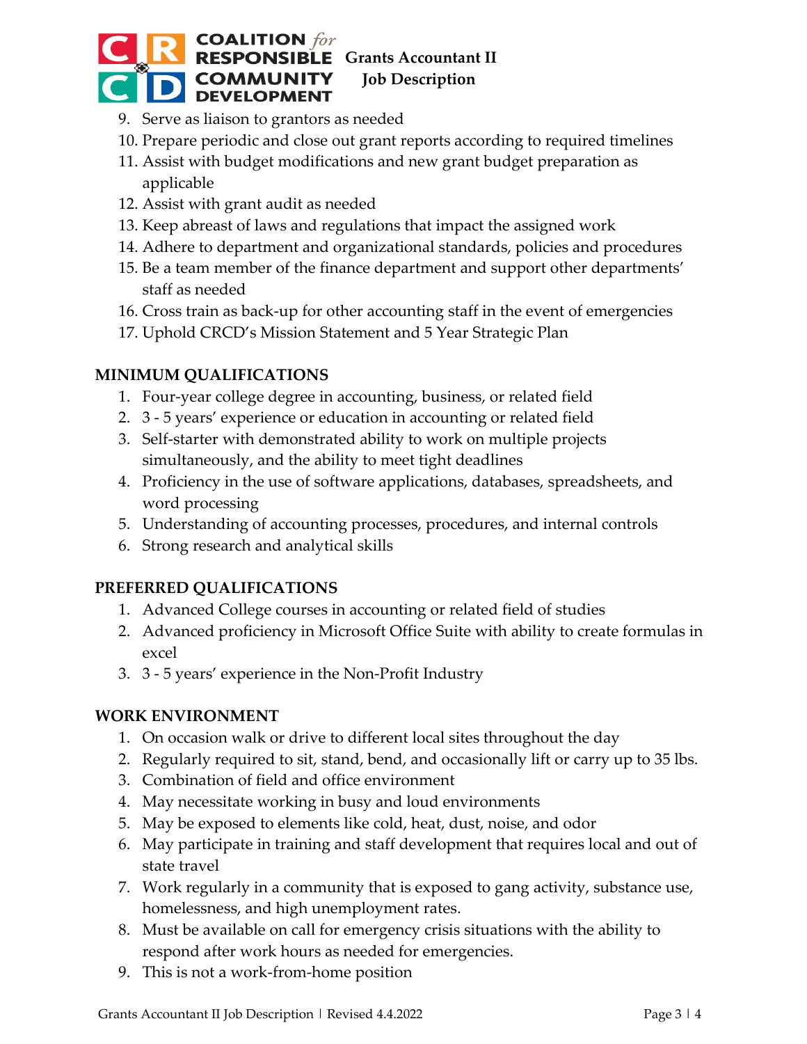9. Serve as liaison to grantors as needed
10. Prepare periodic and close out grant reports according to required timelines
11. Assist with budget modifications and new grant budget preparation as applicable
12. Assist with grant audit as needed
13. Keep abreast of laws and regulations that impact the assigned work
14. Adhere to department and organizational standards, policies and procedures
15. Be a team member of the finance department and support other departments' staff as needed
16. Cross train as back-up for other accounting staff in the event of emergencies
17. Uphold CRCD's Mission Statement and 5 Year Strategic Plan

## MINIMUM QUALIFICATIONS

1. Four-year college degree in accounting, business, or related field
2. 3 - 5 years' experience or education in accounting or related field
3. Self-starter with demonstrated ability to work on multiple projects simultaneously, and the ability to meet tight deadlines
4. Proficiency in the use of software applications, databases, spreadsheets, and word processing
5. Understanding of accounting processes, procedures, and internal controls
6. Strong research and analytical skills

## PREFERRED QUALIFICATIONS

1. Advanced College courses in accounting or related field of studies
2. Advanced proficiency in Microsoft Office Suite with ability to create formulas in excel
3. 3 - 5 years' experience in the Non-Profit Industry

## WORK ENVIRONMENT

1. On occasion walk or drive to different local sites throughout the day
2. Regularly required to sit, stand, bend, and occasionally lift or carry up to 35 lbs.
3. Combination of field and office environment
4. May necessitate working in busy and loud environments
5. May be exposed to elements like cold, heat, dust, noise, and odor
6. May participate in training and staff development that requires local and out of state travel
7. Work regularly in a community that is exposed to gang activity, substance use, homelessness, and high unemployment rates.
8. Must be available on call for emergency crisis situations with the ability to respond after work hours as needed for emergencies.
9. This is not a work-from-home position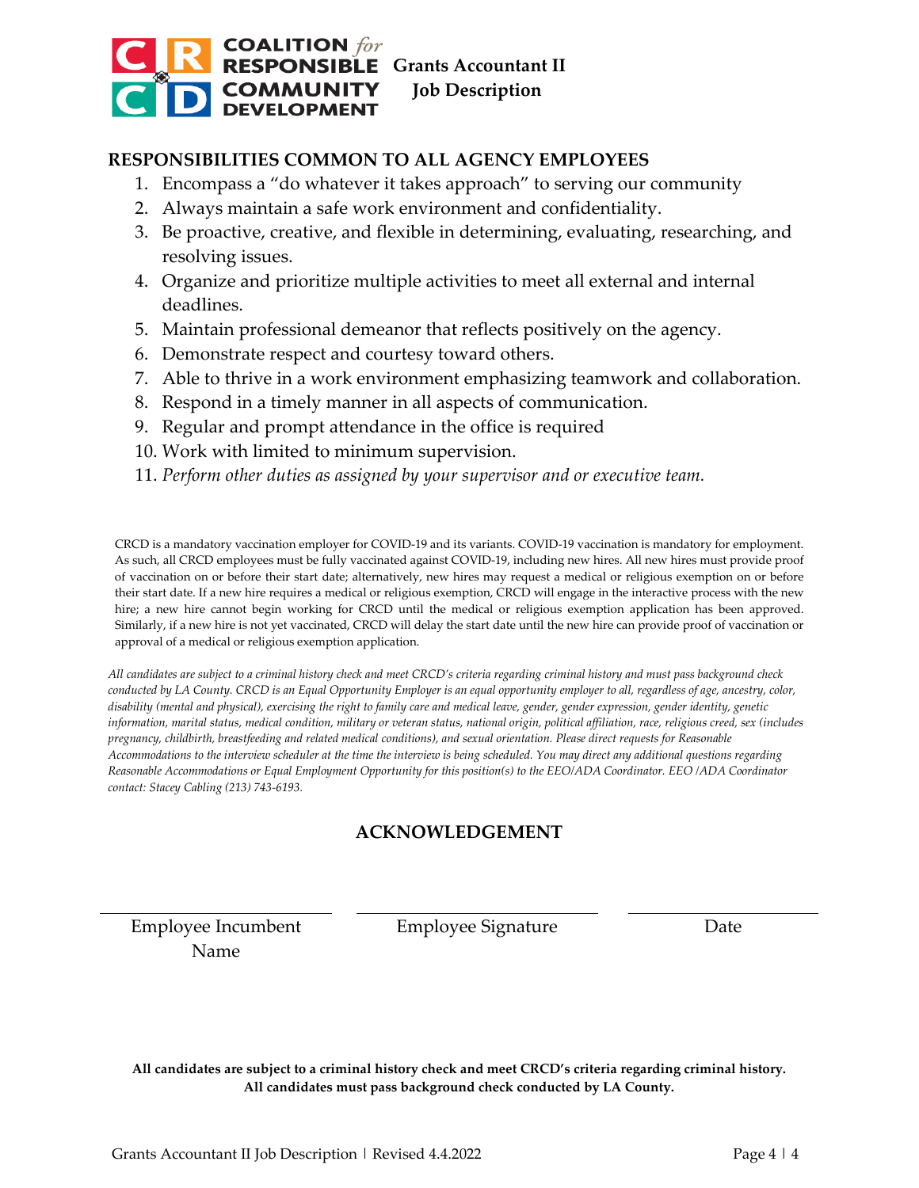**COALITION for RESPONSIBLE COMMUNITY DEVELOPMENT** **Grants Accountant II Job Description**

## RESPONSIBILITIES COMMON TO ALL AGENCY EMPLOYEES

1. Encompass a "do whatever it takes approach" to serving our community
2. Always maintain a safe work environment and confidentiality.
3. Be proactive, creative, and flexible in determining, evaluating, researching, and resolving issues.
4. Organize and prioritize multiple activities to meet all external and internal deadlines.
5. Maintain professional demeanor that reflects positively on the agency.
6. Demonstrate respect and courtesy toward others.
7. Able to thrive in a work environment emphasizing teamwork and collaboration.
8. Respond in a timely manner in all aspects of communication.
9. Regular and prompt attendance in the office is required
10. Work with limited to minimum supervision.
11. *Perform other duties as assigned by your supervisor and or executive team.*

CRCD is a mandatory vaccination employer for COVID-19 and its variants. COVID-19 vaccination is mandatory for employment. As such, all CRCD employees must be fully vaccinated against COVID-19, including new hires. All new hires must provide proof of vaccination on or before their start date; alternatively, new hires may request a medical or religious exemption on or before their start date. If a new hire requires a medical or religious exemption, CRCD will engage in the interactive process with the new hire; a new hire cannot begin working for CRCD until the medical or religious exemption application has been approved. Similarly, if a new hire is not yet vaccinated, CRCD will delay the start date until the new hire can provide proof of vaccination or approval of a medical or religious exemption application.

*All candidates are subject to a criminal history check and meet CRCD's criteria regarding criminal history and must pass background check conducted by LA County. CRCD is an Equal Opportunity Employer is an equal opportunity employer to all, regardless of age, ancestry, color, disability (mental and physical), exercising the right to family care and medical leave, gender, gender expression, gender identity, genetic information, marital status, medical condition, military or veteran status, national origin, political affiliation, race, religious creed, sex (includes pregnancy, childbirth, breastfeeding and related medical conditions), and sexual orientation. Please direct requests for Reasonable Accommodations to the interview scheduler at the time the interview is being scheduled. You may direct any additional questions regarding Reasonable Accommodations or Equal Employment Opportunity for this position(s) to the EEO/ADA Coordinator. EEO /ADA Coordinator contact: Stacey Cabling (213) 743-6193.*

## ACKNOWLEDGEMENT

| | | |
|---|---|---|
| Employee Incumbent Name | Employee Signature | Date |

**All candidates are subject to a criminal history check and meet CRCD's criteria regarding criminal history. All candidates must pass background check conducted by LA County.**